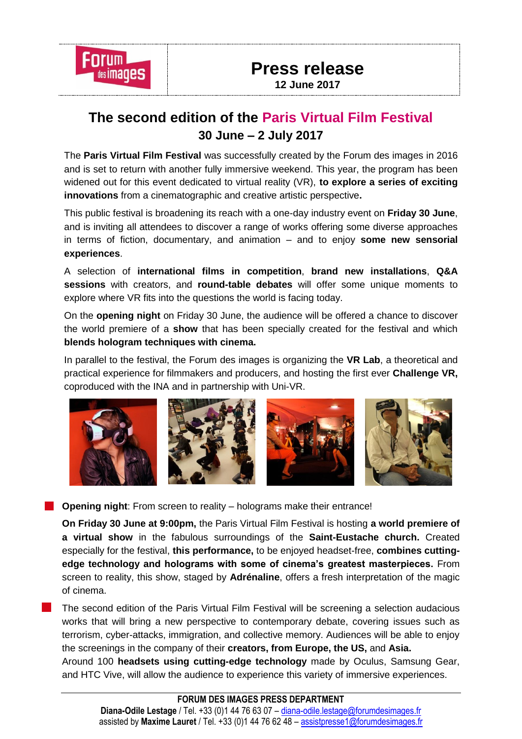# Press release

**12 June 2017**

## The second edition of the Paris Virtual Film Festival

### 30 June – 2 July 2017

The **Paris Virtual Film Festival** was successfully created by the Forum des images in 2016 and is set to return with another fully immersive weekend. This year, the program has been widened out for this event dedicated to virtual reality (VR), **to explore a series of exciting innovations** from a cinematographic and creative artistic perspective**.**

This public festival is broadening its reach with a one-day industry event on **Friday 30 June**, and is inviting all attendees to discover a range of works offering some diverse approaches in terms of fiction, documentary, and animation – and to enjoy **some new sensorial experiences**.

A selection of **international films in competition**, **brand new installations**, **Q&A sessions** with creators, and **round-table debates** will offer some unique moments to explore where VR fits into the questions the world is facing today.

On the **opening night** on Friday 30 June, the audience will be offered a chance to discover the world premiere of a **show** that has been specially created for the festival and which **blends hologram techniques with cinema.**

In parallel to the festival, the Forum des images is organizing the **VR Lab**, a theoretical and practical experience for filmmakers and producers, and hosting the first ever **Challenge VR,** coproduced with the INA and in partnership with Uni-VR.

- **Opening night**: From screen to reality – holograms make their entrance!

  **On Friday 30 June at 9:00pm,** the Paris Virtual Film Festival is hosting **a world premiere of a virtual show** in the fabulous surroundings of the **Saint-Eustache church.** Created especially for the festival, **this performance,** to be enjoyed headset-free, **combines cutting-edge technology and holograms with some of cinema's greatest masterpieces.** From screen to reality, this show, staged by **Adrénaline**, offers a fresh interpretation of the magic of cinema.

- The second edition of the Paris Virtual Film Festival will be screening a selection audacious works that will bring a new perspective to contemporary debate, covering issues such as terrorism, cyber-attacks, immigration, and collective memory. Audiences will be able to enjoy the screenings in the company of their **creators, from Europe, the US,** and **Asia.**

  Around 100 **headsets using cutting-edge technology** made by Oculus, Samsung Gear, and HTC Vive, will allow the audience to experience this variety of immersive experiences.

**FORUM DES IMAGES PRESS DEPARTMENT**
**Diana-Odile Lestage** / Tel. +33 (0)1 44 76 63 07 – diana-odile.lestage@forumdesimages.fr
assisted by **Maxime Lauret** / Tel. +33 (0)1 44 76 62 48 – assistpresse1@forumdesimages.fr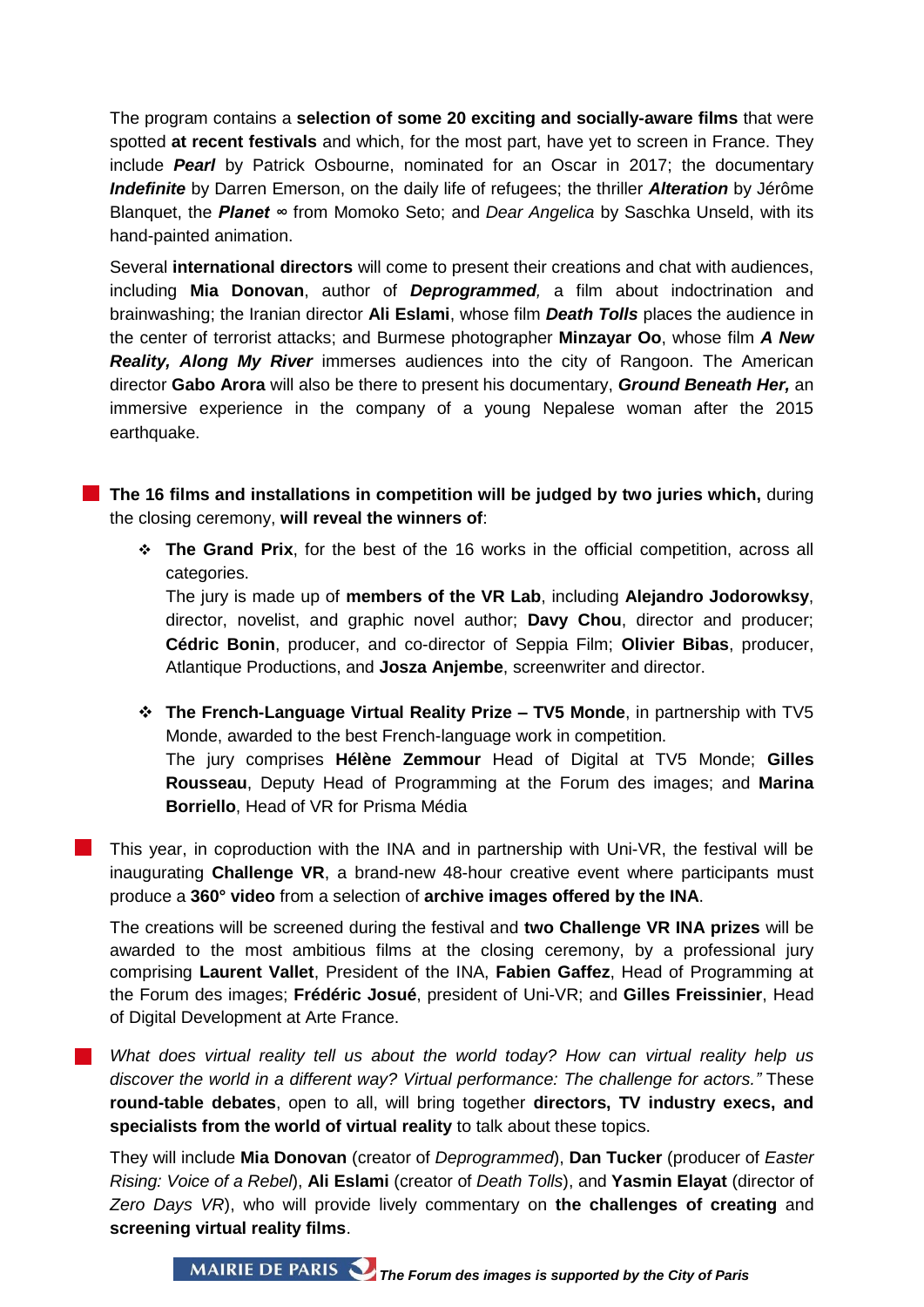The program contains a **selection of some 20 exciting and socially-aware films** that were spotted **at recent festivals** and which, for the most part, have yet to screen in France. They include ***Pearl*** by Patrick Osbourne, nominated for an Oscar in 2017; the documentary ***Indefinite*** by Darren Emerson, on the daily life of refugees; the thriller ***Alteration*** by Jérôme Blanquet, the ***Planet ∞*** from Momoko Seto; and *Dear Angelica* by Saschka Unseld, with its hand-painted animation.

Several **international directors** will come to present their creations and chat with audiences, including **Mia Donovan**, author of ***Deprogrammed,*** a film about indoctrination and brainwashing; the Iranian director **Ali Eslami**, whose film ***Death Tolls*** places the audience in the center of terrorist attacks; and Burmese photographer **Minzayar Oo**, whose film ***A New Reality, Along My River*** immerses audiences into the city of Rangoon. The American director **Gabo Arora** will also be there to present his documentary, ***Ground Beneath Her,*** an immersive experience in the company of a young Nepalese woman after the 2015 earthquake.

- **The 16 films and installations in competition will be judged by two juries which,** during the closing ceremony, **will reveal the winners of**:

  - **The Grand Prix**, for the best of the 16 works in the official competition, across all categories.
    The jury is made up of **members of the VR Lab**, including **Alejandro Jodorowksy**, director, novelist, and graphic novel author; **Davy Chou**, director and producer; **Cédric Bonin**, producer, and co-director of Seppia Film; **Olivier Bibas**, producer, Atlantique Productions, and **Josza Anjembe**, screenwriter and director.

  - **The French-Language Virtual Reality Prize – TV5 Monde**, in partnership with TV5 Monde, awarded to the best French-language work in competition.
    The jury comprises **Hélène Zemmour** Head of Digital at TV5 Monde; **Gilles Rousseau**, Deputy Head of Programming at the Forum des images; and **Marina Borriello**, Head of VR for Prisma Média

- This year, in coproduction with the INA and in partnership with Uni-VR, the festival will be inaugurating **Challenge VR**, a brand-new 48-hour creative event where participants must produce a **360° video** from a selection of **archive images offered by the INA**.

  The creations will be screened during the festival and **two Challenge VR INA prizes** will be awarded to the most ambitious films at the closing ceremony, by a professional jury comprising **Laurent Vallet**, President of the INA, **Fabien Gaffez**, Head of Programming at the Forum des images; **Frédéric Josué**, president of Uni-VR; and **Gilles Freissinier**, Head of Digital Development at Arte France.

- *What does virtual reality tell us about the world today? How can virtual reality help us discover the world in a different way? Virtual performance: The challenge for actors."* These **round-table debates**, open to all, will bring together **directors, TV industry execs, and specialists from the world of virtual reality** to talk about these topics.

  They will include **Mia Donovan** (creator of *Deprogrammed*), **Dan Tucker** (producer of *Easter Rising: Voice of a Rebel*), **Ali Eslami** (creator of *Death Tolls*), and **Yasmin Elayat** (director of *Zero Days VR*), who will provide lively commentary on **the challenges of creating** and **screening virtual reality films**.

MAIRIE DE PARIS ***The Forum des images is supported by the City of Paris***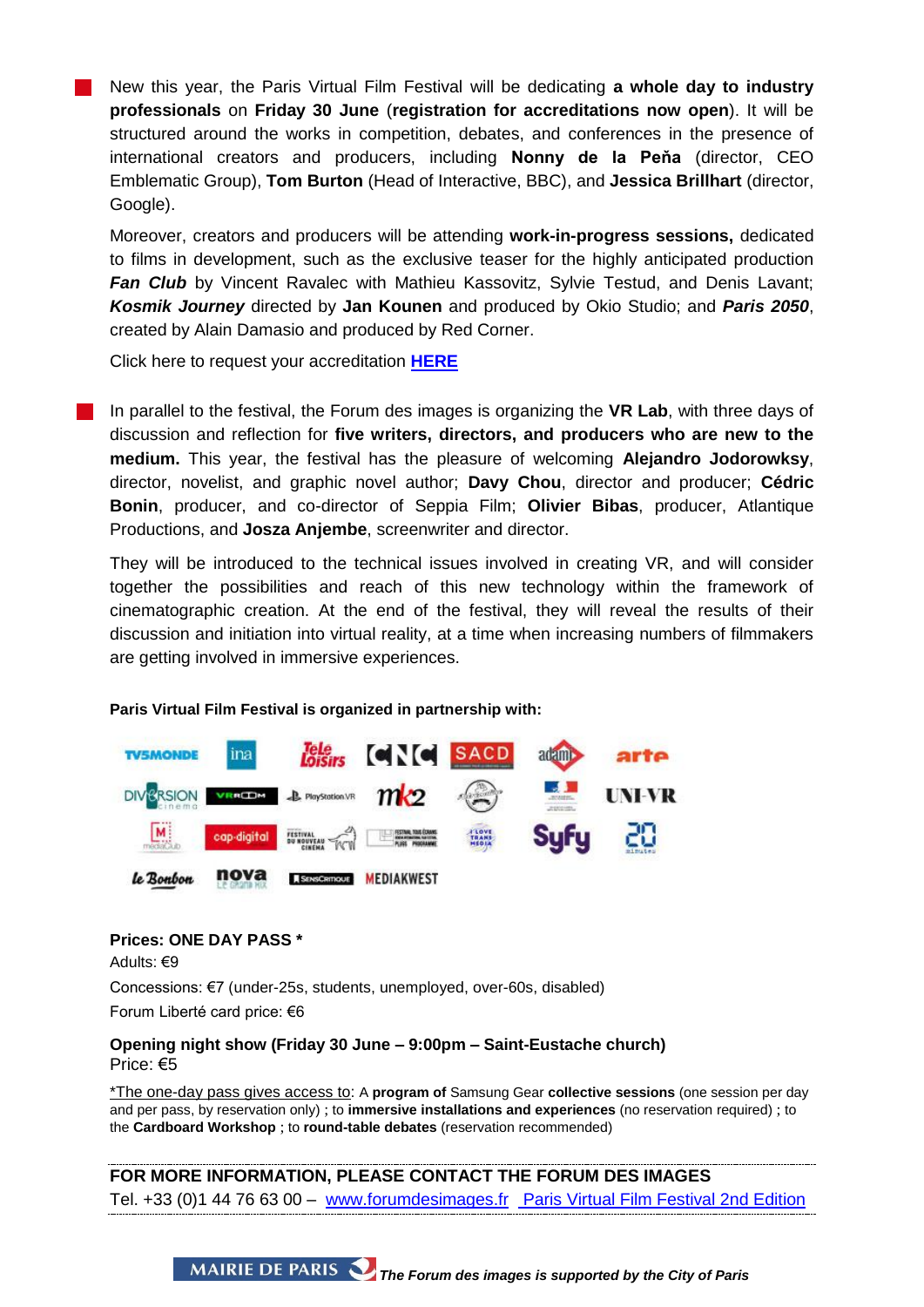- New this year, the Paris Virtual Film Festival will be dedicating **a whole day to industry professionals** on **Friday 30 June** (**registration for accreditations now open**). It will be structured around the works in competition, debates, and conferences in the presence of international creators and producers, including **Nonny de la Peňa** (director, CEO Emblematic Group), **Tom Burton** (Head of Interactive, BBC), and **Jessica Brillhart** (director, Google).

  Moreover, creators and producers will be attending **work-in-progress sessions,** dedicated to films in development, such as the exclusive teaser for the highly anticipated production ***Fan Club*** by Vincent Ravalec with Mathieu Kassovitz, Sylvie Testud, and Denis Lavant; ***Kosmik Journey*** directed by **Jan Kounen** and produced by Okio Studio; and ***Paris 2050***, created by Alain Damasio and produced by Red Corner.

  Click here to request your accreditation **HERE**

- In parallel to the festival, the Forum des images is organizing the **VR Lab**, with three days of discussion and reflection for **five writers, directors, and producers who are new to the medium.** This year, the festival has the pleasure of welcoming **Alejandro Jodorowksy**, director, novelist, and graphic novel author; **Davy Chou**, director and producer; **Cédric Bonin**, producer, and co-director of Seppia Film; **Olivier Bibas**, producer, Atlantique Productions, and **Josza Anjembe**, screenwriter and director.

  They will be introduced to the technical issues involved in creating VR, and will consider together the possibilities and reach of this new technology within the framework of cinematographic creation. At the end of the festival, they will reveal the results of their discussion and initiation into virtual reality, at a time when increasing numbers of filmmakers are getting involved in immersive experiences.

**Paris Virtual Film Festival is organized in partnership with:**

**Prices: ONE DAY PASS \***

Adults: €9

Concessions: €7 (under-25s, students, unemployed, over-60s, disabled)

Forum Liberté card price: €6

**Opening night show (Friday 30 June – 9:00pm – Saint-Eustache church)**
Price: €5

\*The one-day pass gives access to: A **program of** Samsung Gear **collective sessions** (one session per day and per pass, by reservation only) ; to **immersive installations and experiences** (no reservation required) ; to the **Cardboard Workshop** ; to **round-table debates** (reservation recommended)

**FOR MORE INFORMATION, PLEASE CONTACT THE FORUM DES IMAGES**
Tel. +33 (0)1 44 76 63 00 – www.forumdesimages.fr  Paris Virtual Film Festival 2nd Edition

***The Forum des images is supported by the City of Paris***